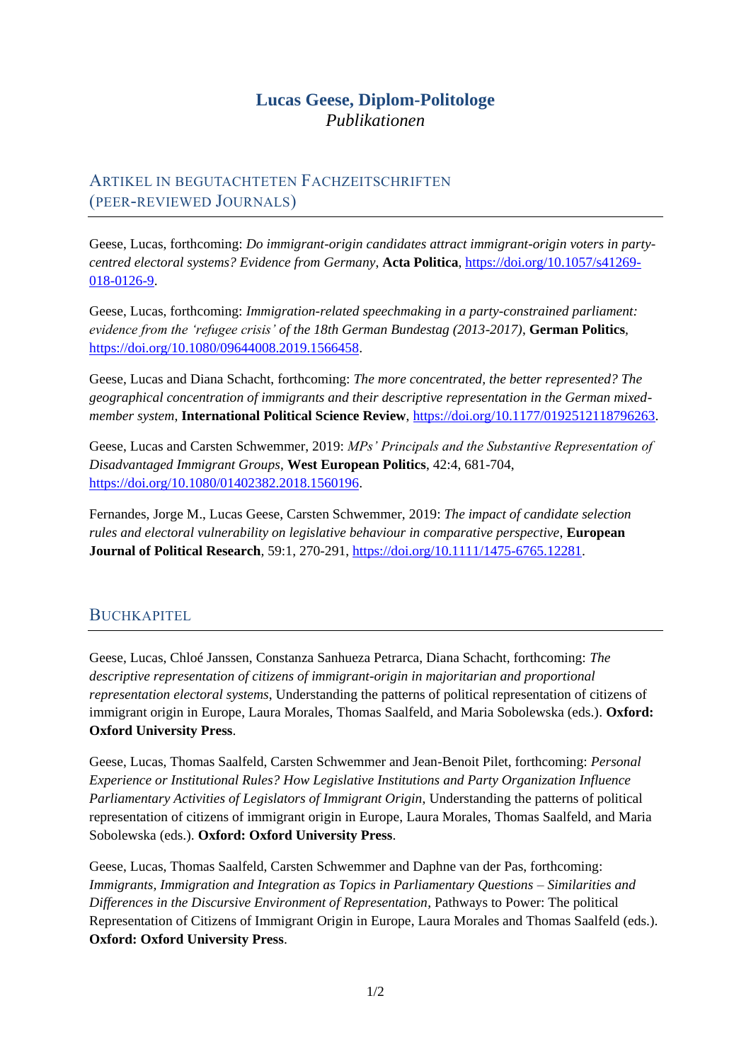# Lucas Geese, Diplom-Politologe

*Publikationen*

## Artikel in begutachteten Fachzeitschriften (peer-reviewed Journals)

Geese, Lucas, forthcoming: *Do immigrant-origin candidates attract immigrant-origin voters in party-centred electoral systems? Evidence from Germany*, **Acta Politica**, https://doi.org/10.1057/s41269-018-0126-9.

Geese, Lucas, forthcoming: *Immigration-related speechmaking in a party-constrained parliament: evidence from the 'refugee crisis' of the 18th German Bundestag (2013-2017)*, **German Politics**, https://doi.org/10.1080/09644008.2019.1566458.

Geese, Lucas and Diana Schacht, forthcoming: *The more concentrated, the better represented? The geographical concentration of immigrants and their descriptive representation in the German mixed-member system*, **International Political Science Review**, https://doi.org/10.1177/0192512118796263.

Geese, Lucas and Carsten Schwemmer, 2019: *MPs' Principals and the Substantive Representation of Disadvantaged Immigrant Groups*, **West European Politics**, 42:4, 681-704, https://doi.org/10.1080/01402382.2018.1560196.

Fernandes, Jorge M., Lucas Geese, Carsten Schwemmer, 2019: *The impact of candidate selection rules and electoral vulnerability on legislative behaviour in comparative perspective*, **European Journal of Political Research**, 59:1, 270-291, https://doi.org/10.1111/1475-6765.12281.

## Buchkapitel

Geese, Lucas, Chloé Janssen, Constanza Sanhueza Petrarca, Diana Schacht, forthcoming: *The descriptive representation of citizens of immigrant-origin in majoritarian and proportional representation electoral systems*, Understanding the patterns of political representation of citizens of immigrant origin in Europe, Laura Morales, Thomas Saalfeld, and Maria Sobolewska (eds.). **Oxford: Oxford University Press**.

Geese, Lucas, Thomas Saalfeld, Carsten Schwemmer and Jean-Benoit Pilet, forthcoming: *Personal Experience or Institutional Rules? How Legislative Institutions and Party Organization Influence Parliamentary Activities of Legislators of Immigrant Origin*, Understanding the patterns of political representation of citizens of immigrant origin in Europe, Laura Morales, Thomas Saalfeld, and Maria Sobolewska (eds.). **Oxford: Oxford University Press**.

Geese, Lucas, Thomas Saalfeld, Carsten Schwemmer and Daphne van der Pas, forthcoming: *Immigrants, Immigration and Integration as Topics in Parliamentary Questions – Similarities and Differences in the Discursive Environment of Representation*, Pathways to Power: The political Representation of Citizens of Immigrant Origin in Europe, Laura Morales and Thomas Saalfeld (eds.). **Oxford: Oxford University Press**.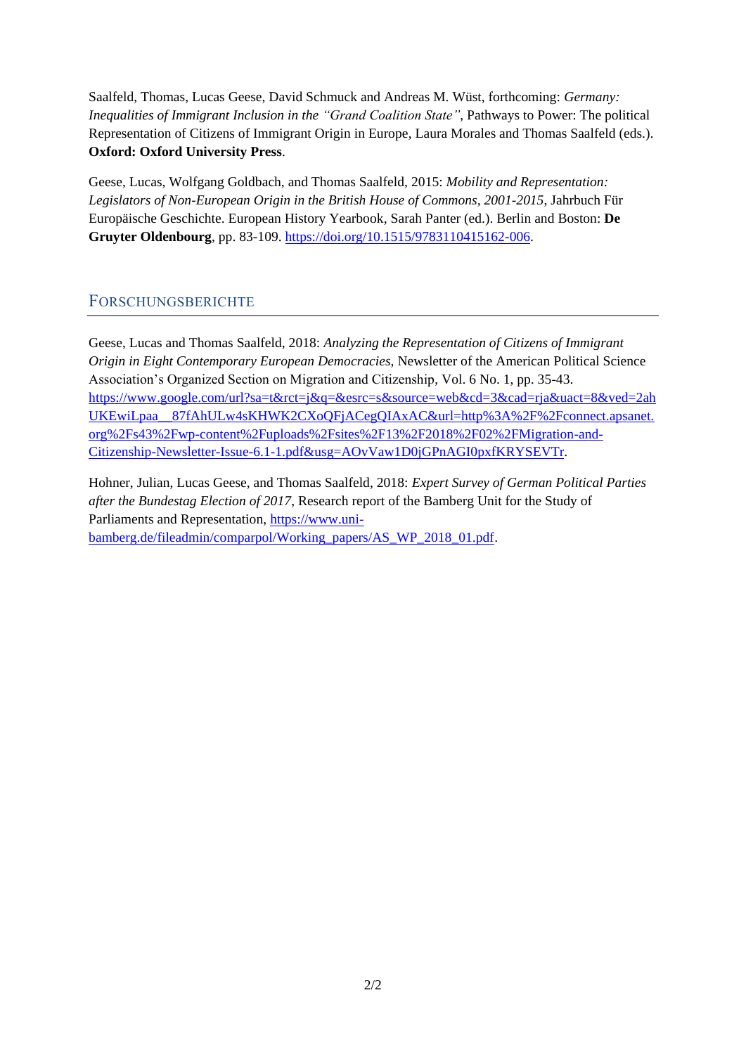Saalfeld, Thomas, Lucas Geese, David Schmuck and Andreas M. Wüst, forthcoming: *Germany: Inequalities of Immigrant Inclusion in the "Grand Coalition State"*, Pathways to Power: The political Representation of Citizens of Immigrant Origin in Europe, Laura Morales and Thomas Saalfeld (eds.). **Oxford: Oxford University Press**.

Geese, Lucas, Wolfgang Goldbach, and Thomas Saalfeld, 2015: *Mobility and Representation: Legislators of Non-European Origin in the British House of Commons, 2001-2015*, Jahrbuch Für Europäische Geschichte. European History Yearbook, Sarah Panter (ed.). Berlin and Boston: **De Gruyter Oldenbourg**, pp. 83-109. https://doi.org/10.1515/9783110415162-006.

## Forschungsberichte

Geese, Lucas and Thomas Saalfeld, 2018: *Analyzing the Representation of Citizens of Immigrant Origin in Eight Contemporary European Democracies*, Newsletter of the American Political Science Association's Organized Section on Migration and Citizenship, Vol. 6 No. 1, pp. 35-43. https://www.google.com/url?sa=t&rct=j&q=&esrc=s&source=web&cd=3&cad=rja&uact=8&ved=2ahUKEwiLpaa__87fAhULw4sKHWK2CXoQFjACegQIAxAC&url=http%3A%2F%2Fconnect.apsanet.org%2Fs43%2Fwp-content%2Fuploads%2Fsites%2F13%2F2018%2F02%2FMigration-and-Citizenship-Newsletter-Issue-6.1-1.pdf&usg=AOvVaw1D0jGPnAGI0pxfKRYSEVTr.

Hohner, Julian, Lucas Geese, and Thomas Saalfeld, 2018: *Expert Survey of German Political Parties after the Bundestag Election of 2017*, Research report of the Bamberg Unit for the Study of Parliaments and Representation, https://www.uni-bamberg.de/fileadmin/comparpol/Working_papers/AS_WP_2018_01.pdf.